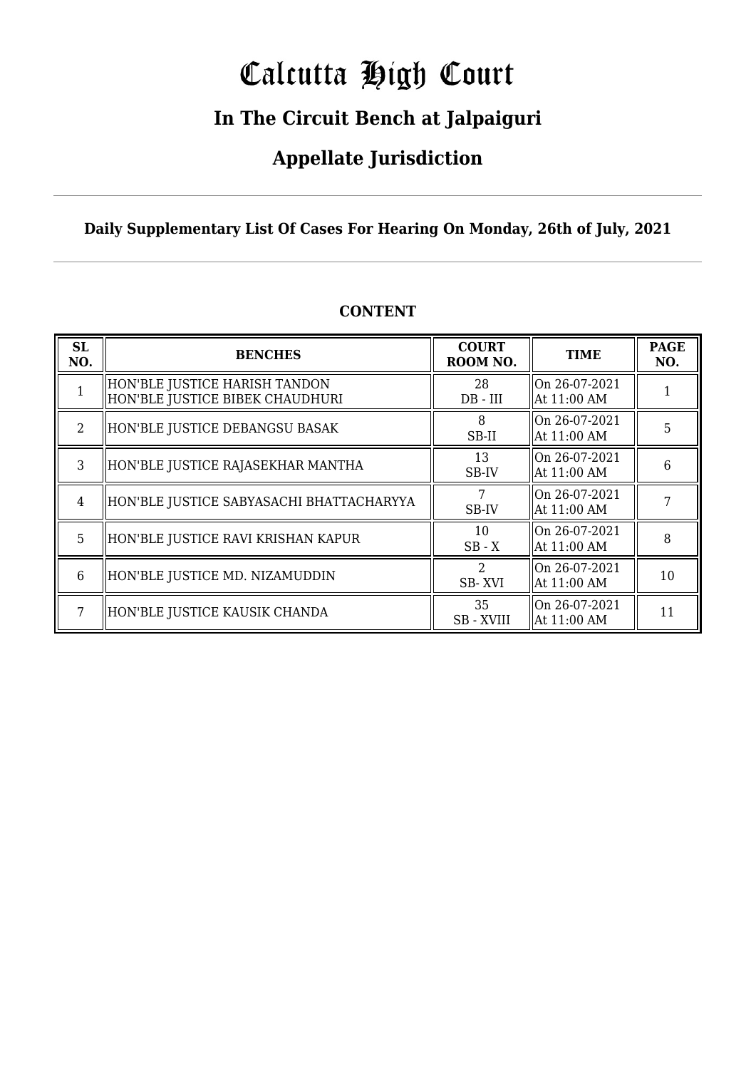# Calcutta High Court

## In The Circuit Bench at Jalpaiguri

## Appellate Jurisdiction

**Daily Supplementary List Of Cases For Hearing On Monday, 26th of July, 2021**

**CONTENT**

| SL NO. | BENCHES | COURT ROOM NO. | TIME | PAGE NO. |
|---|---|---|---|---|
| 1 | HON'BLE JUSTICE HARISH TANDON<br>HON'BLE JUSTICE BIBEK CHAUDHURI | 28<br>DB - III | On 26-07-2021<br>At 11:00 AM | 1 |
| 2 | HON'BLE JUSTICE DEBANGSU BASAK | 8<br>SB-II | On 26-07-2021<br>At 11:00 AM | 5 |
| 3 | HON'BLE JUSTICE RAJASEKHAR MANTHA | 13<br>SB-IV | On 26-07-2021<br>At 11:00 AM | 6 |
| 4 | HON'BLE JUSTICE SABYASACHI BHATTACHARYYA | 7<br>SB-IV | On 26-07-2021<br>At 11:00 AM | 7 |
| 5 | HON'BLE JUSTICE RAVI KRISHAN KAPUR | 10<br>SB - X | On 26-07-2021<br>At 11:00 AM | 8 |
| 6 | HON'BLE JUSTICE MD. NIZAMUDDIN | 2<br>SB- XVI | On 26-07-2021<br>At 11:00 AM | 10 |
| 7 | HON'BLE JUSTICE KAUSIK CHANDA | 35<br>SB - XVIII | On 26-07-2021<br>At 11:00 AM | 11 |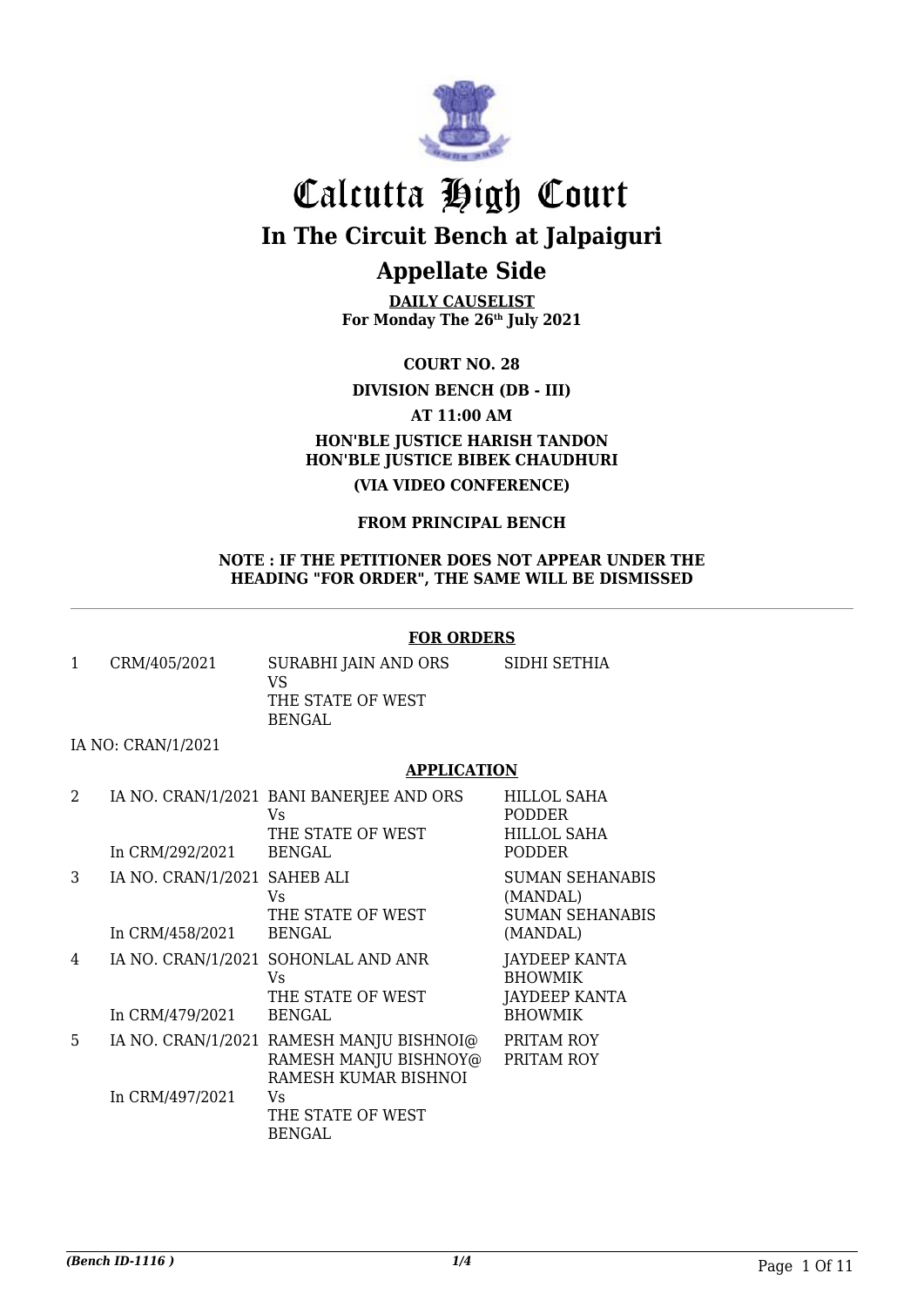# Calcutta High Court

## In The Circuit Bench at Jalpaiguri

## Appellate Side

**DAILY CAUSELIST**
**For Monday The 26th July 2021**

**COURT NO. 28**

**DIVISION BENCH (DB - III)**

**AT 11:00 AM**

**HON'BLE JUSTICE HARISH TANDON**
**HON'BLE JUSTICE BIBEK CHAUDHURI**

**(VIA VIDEO CONFERENCE)**

**FROM PRINCIPAL BENCH**

**NOTE : IF THE PETITIONER DOES NOT APPEAR UNDER THE HEADING "FOR ORDER", THE SAME WILL BE DISMISSED**

---

**FOR ORDERS**

| | | | |
|---|---|---|---|
| 1 | CRM/405/2021 | SURABHI JAIN AND ORS VS THE STATE OF WEST BENGAL | SIDHI SETHIA |

IA NO: CRAN/1/2021

**APPLICATION**

| | | | |
|---|---|---|---|
| 2 | IA NO. CRAN/1/2021 In CRM/292/2021 | BANI BANERJEE AND ORS Vs THE STATE OF WEST BENGAL | HILLOL SAHA PODDER HILLOL SAHA PODDER |
| 3 | IA NO. CRAN/1/2021 In CRM/458/2021 | SAHEB ALI Vs THE STATE OF WEST BENGAL | SUMAN SEHANABIS (MANDAL) SUMAN SEHANABIS (MANDAL) |
| 4 | IA NO. CRAN/1/2021 In CRM/479/2021 | SOHONLAL AND ANR Vs THE STATE OF WEST BENGAL | JAYDEEP KANTA BHOWMIK JAYDEEP KANTA BHOWMIK |
| 5 | IA NO. CRAN/1/2021 In CRM/497/2021 | RAMESH MANJU BISHNOI@ RAMESH MANJU BISHNOY@ RAMESH KUMAR BISHNOI Vs THE STATE OF WEST BENGAL | PRITAM ROY PRITAM ROY |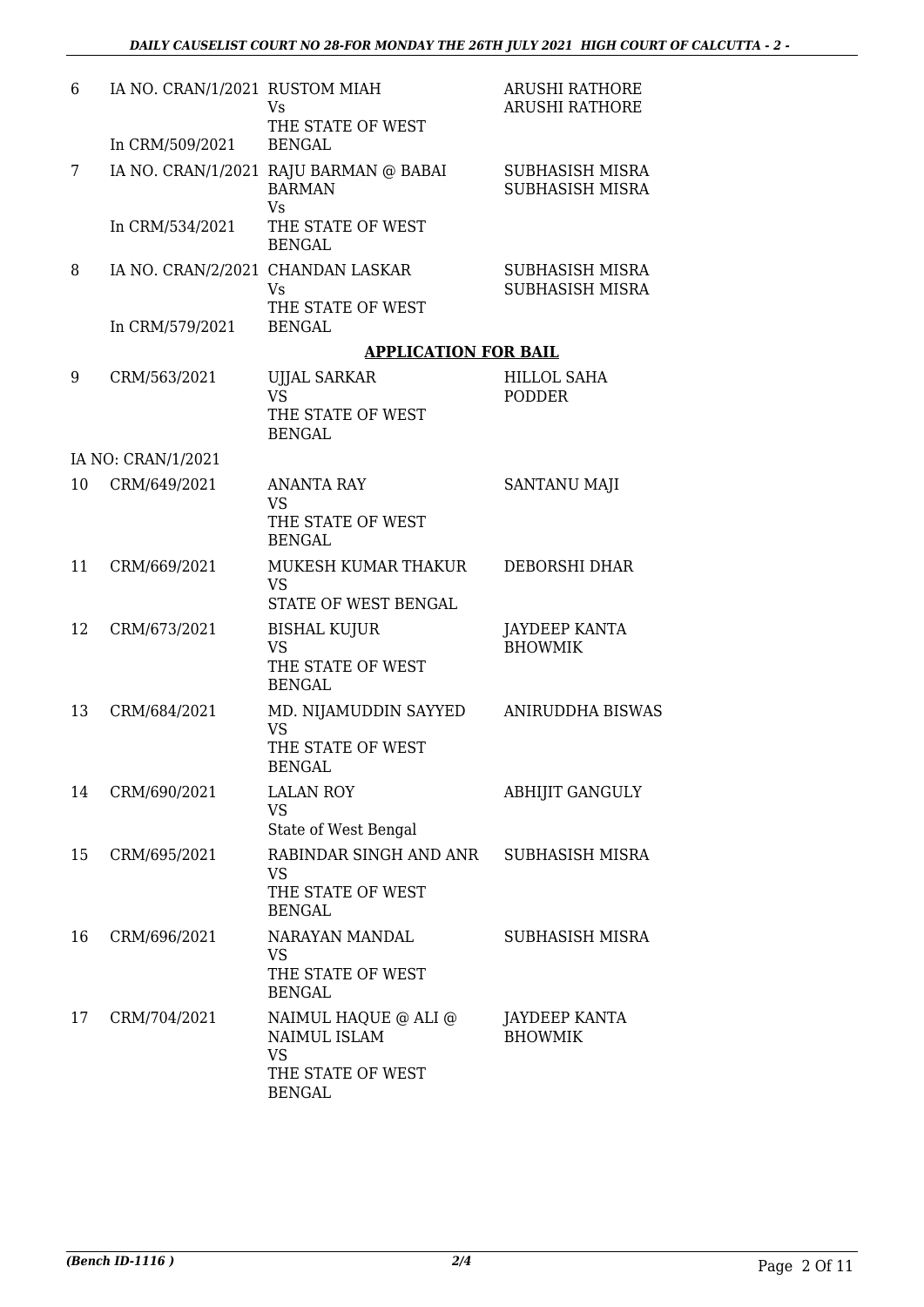| | | | |
|---|---|---|---|
| 6 | IA NO. CRAN/1/2021<br>In CRM/509/2021 | RUSTOM MIAH<br>Vs<br>THE STATE OF WEST BENGAL | ARUSHI RATHORE<br>ARUSHI RATHORE |
| 7 | IA NO. CRAN/1/2021<br>In CRM/534/2021 | RAJU BARMAN @ BABAI BARMAN<br>Vs<br>THE STATE OF WEST BENGAL | SUBHASISH MISRA<br>SUBHASISH MISRA |
| 8 | IA NO. CRAN/2/2021<br>In CRM/579/2021 | CHANDAN LASKAR<br>Vs<br>THE STATE OF WEST BENGAL | SUBHASISH MISRA<br>SUBHASISH MISRA |

## APPLICATION FOR BAIL

| | | | |
|---|---|---|---|
| 9 | CRM/563/2021<br>IA NO: CRAN/1/2021 | UJJAL SARKAR<br>VS<br>THE STATE OF WEST BENGAL | HILLOL SAHA PODDER |
| 10 | CRM/649/2021 | ANANTA RAY<br>VS<br>THE STATE OF WEST BENGAL | SANTANU MAJI |
| 11 | CRM/669/2021 | MUKESH KUMAR THAKUR<br>VS<br>STATE OF WEST BENGAL | DEBORSHI DHAR |
| 12 | CRM/673/2021 | BISHAL KUJUR<br>VS<br>THE STATE OF WEST BENGAL | JAYDEEP KANTA BHOWMIK |
| 13 | CRM/684/2021 | MD. NIJAMUDDIN SAYYED<br>VS<br>THE STATE OF WEST BENGAL | ANIRUDDHA BISWAS |
| 14 | CRM/690/2021 | LALAN ROY<br>VS<br>State of West Bengal | ABHIJIT GANGULY |
| 15 | CRM/695/2021 | RABINDAR SINGH AND ANR<br>VS<br>THE STATE OF WEST BENGAL | SUBHASISH MISRA |
| 16 | CRM/696/2021 | NARAYAN MANDAL<br>VS<br>THE STATE OF WEST BENGAL | SUBHASISH MISRA |
| 17 | CRM/704/2021 | NAIMUL HAQUE @ ALI @ NAIMUL ISLAM<br>VS<br>THE STATE OF WEST BENGAL | JAYDEEP KANTA BHOWMIK |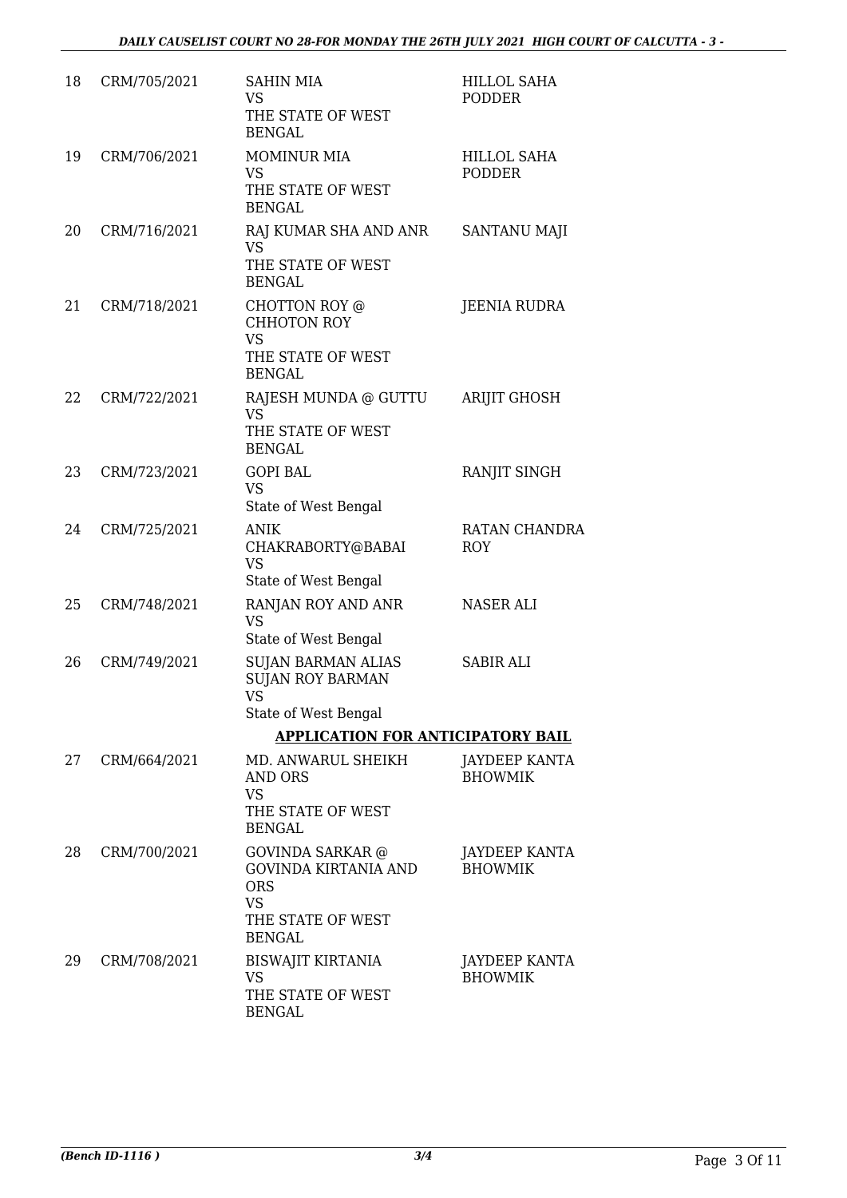| | | | |
|---|---|---|---|
| 18 | CRM/705/2021 | SAHIN MIA<br>VS<br>THE STATE OF WEST BENGAL | HILLOL SAHA PODDER |
| 19 | CRM/706/2021 | MOMINUR MIA<br>VS<br>THE STATE OF WEST BENGAL | HILLOL SAHA PODDER |
| 20 | CRM/716/2021 | RAJ KUMAR SHA AND ANR<br>VS<br>THE STATE OF WEST BENGAL | SANTANU MAJI |
| 21 | CRM/718/2021 | CHOTTON ROY @ CHHOTON ROY<br>VS<br>THE STATE OF WEST BENGAL | JEENIA RUDRA |
| 22 | CRM/722/2021 | RAJESH MUNDA @ GUTTU<br>VS<br>THE STATE OF WEST BENGAL | ARIJIT GHOSH |
| 23 | CRM/723/2021 | GOPI BAL<br>VS<br>State of West Bengal | RANJIT SINGH |
| 24 | CRM/725/2021 | ANIK CHAKRABORTY@BABAI<br>VS<br>State of West Bengal | RATAN CHANDRA ROY |
| 25 | CRM/748/2021 | RANJAN ROY AND ANR<br>VS<br>State of West Bengal | NASER ALI |
| 26 | CRM/749/2021 | SUJAN BARMAN ALIAS SUJAN ROY BARMAN<br>VS<br>State of West Bengal | SABIR ALI |

**APPLICATION FOR ANTICIPATORY BAIL**

| | | | |
|---|---|---|---|
| 27 | CRM/664/2021 | MD. ANWARUL SHEIKH AND ORS<br>VS<br>THE STATE OF WEST BENGAL | JAYDEEP KANTA BHOWMIK |
| 28 | CRM/700/2021 | GOVINDA SARKAR @ GOVINDA KIRTANIA AND ORS<br>VS<br>THE STATE OF WEST BENGAL | JAYDEEP KANTA BHOWMIK |
| 29 | CRM/708/2021 | BISWAJIT KIRTANIA<br>VS<br>THE STATE OF WEST BENGAL | JAYDEEP KANTA BHOWMIK |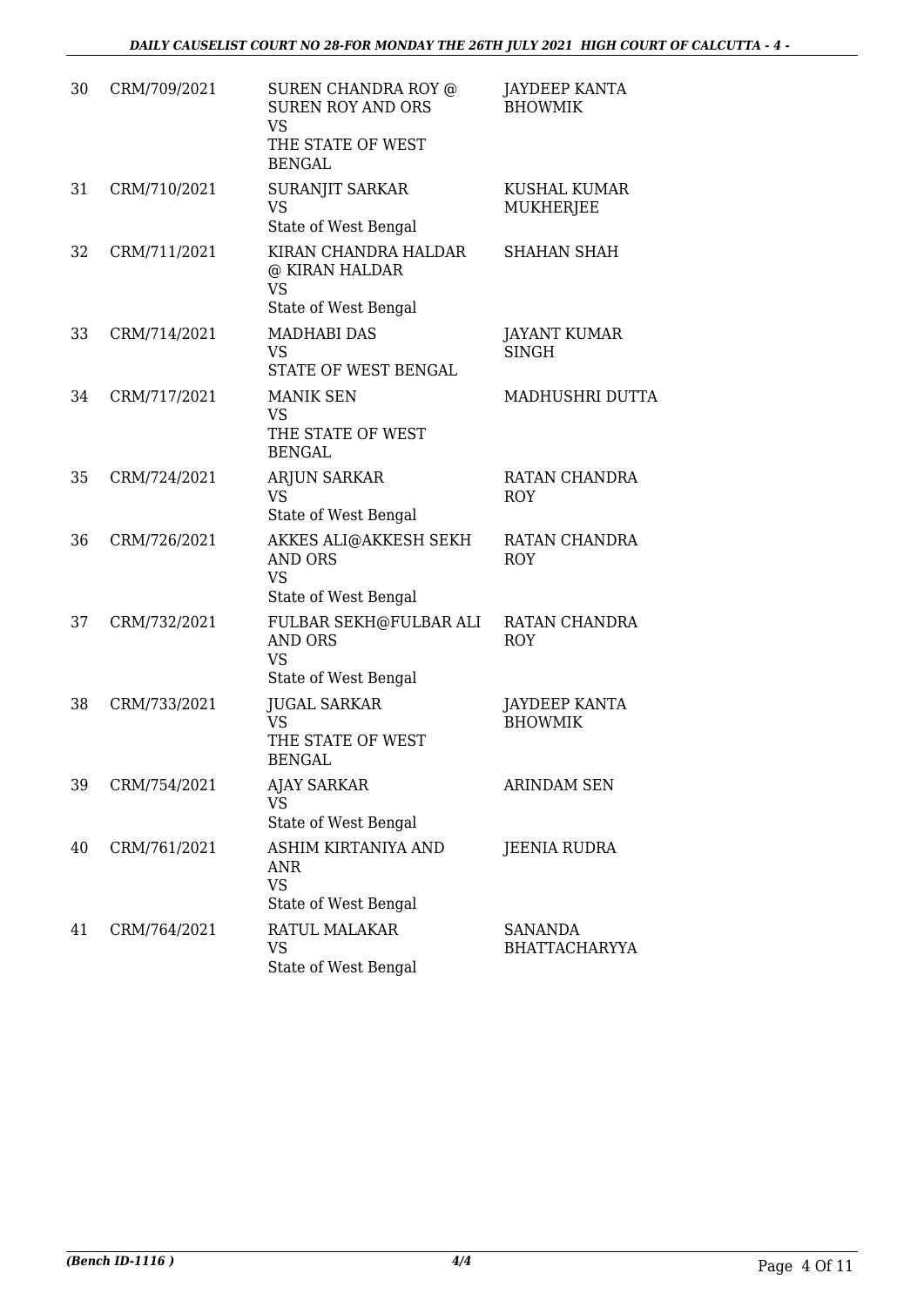| 30 | CRM/709/2021 | SUREN CHANDRA ROY @ SUREN ROY AND ORS<br>VS<br>THE STATE OF WEST BENGAL | JAYDEEP KANTA BHOWMIK |
|---|---|---|---|
| 31 | CRM/710/2021 | SURANJIT SARKAR<br>VS<br>State of West Bengal | KUSHAL KUMAR MUKHERJEE |
| 32 | CRM/711/2021 | KIRAN CHANDRA HALDAR @ KIRAN HALDAR<br>VS<br>State of West Bengal | SHAHAN SHAH |
| 33 | CRM/714/2021 | MADHABI DAS<br>VS<br>STATE OF WEST BENGAL | JAYANT KUMAR SINGH |
| 34 | CRM/717/2021 | MANIK SEN<br>VS<br>THE STATE OF WEST BENGAL | MADHUSHRI DUTTA |
| 35 | CRM/724/2021 | ARJUN SARKAR<br>VS<br>State of West Bengal | RATAN CHANDRA ROY |
| 36 | CRM/726/2021 | AKKES ALI@AKKESH SEKH AND ORS<br>VS<br>State of West Bengal | RATAN CHANDRA ROY |
| 37 | CRM/732/2021 | FULBAR SEKH@FULBAR ALI AND ORS<br>VS<br>State of West Bengal | RATAN CHANDRA ROY |
| 38 | CRM/733/2021 | JUGAL SARKAR<br>VS<br>THE STATE OF WEST BENGAL | JAYDEEP KANTA BHOWMIK |
| 39 | CRM/754/2021 | AJAY SARKAR<br>VS<br>State of West Bengal | ARINDAM SEN |
| 40 | CRM/761/2021 | ASHIM KIRTANIYA AND ANR<br>VS<br>State of West Bengal | JEENIA RUDRA |
| 41 | CRM/764/2021 | RATUL MALAKAR<br>VS<br>State of West Bengal | SANANDA BHATTACHARYYA |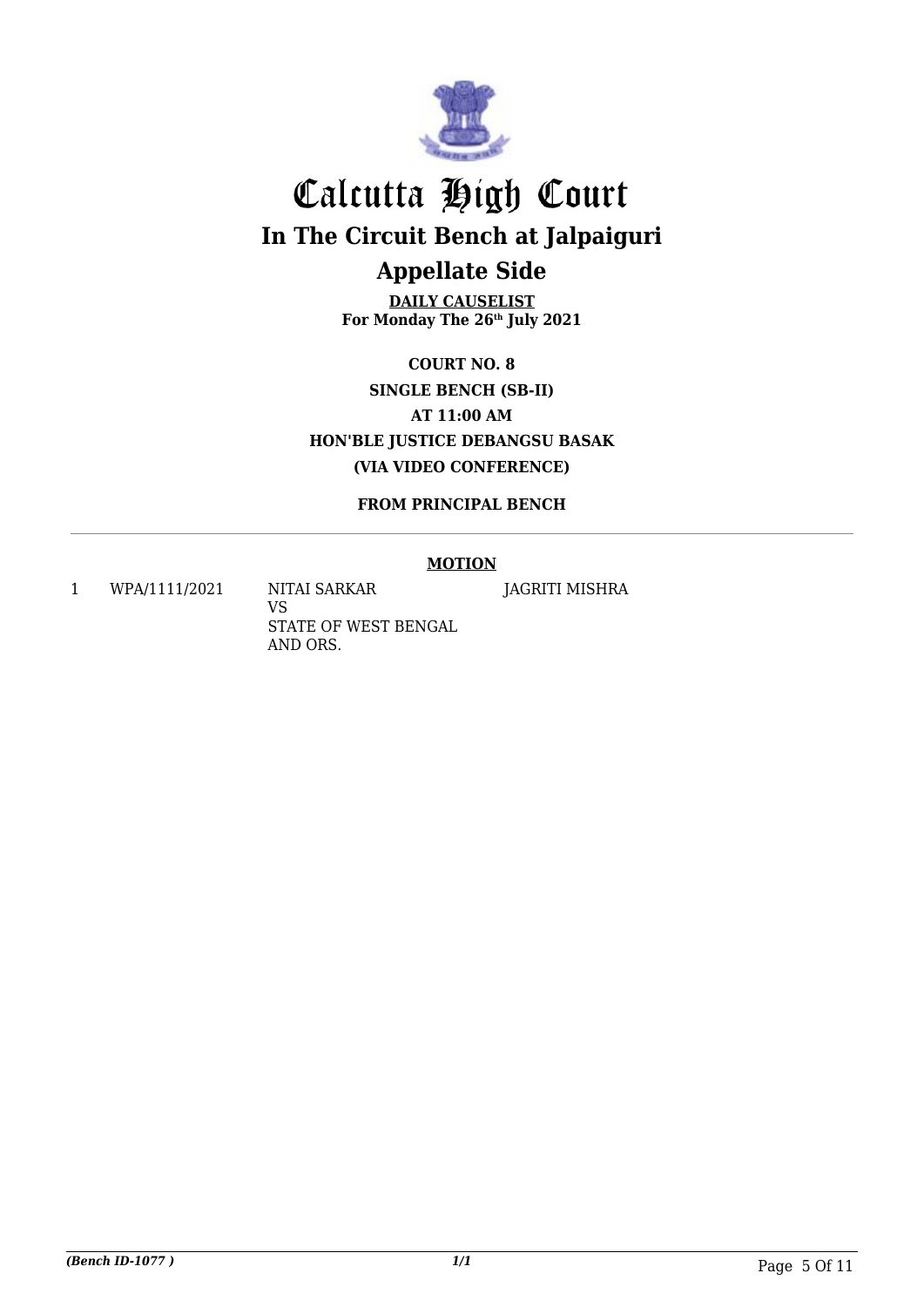# Calcutta High Court

## In The Circuit Bench at Jalpaiguri

## Appellate Side

**DAILY CAUSELIST**
**For Monday The 26th July 2021**

**COURT NO. 8**
**SINGLE BENCH (SB-II)**
**AT 11:00 AM**
**HON'BLE JUSTICE DEBANGSU BASAK**
**(VIA VIDEO CONFERENCE)**

**FROM PRINCIPAL BENCH**

**MOTION**

| | | | |
|---|---|---|---|
| 1 | WPA/1111/2021 | NITAI SARKAR VS STATE OF WEST BENGAL AND ORS. | JAGRITI MISHRA |

*(Bench ID-1077 )*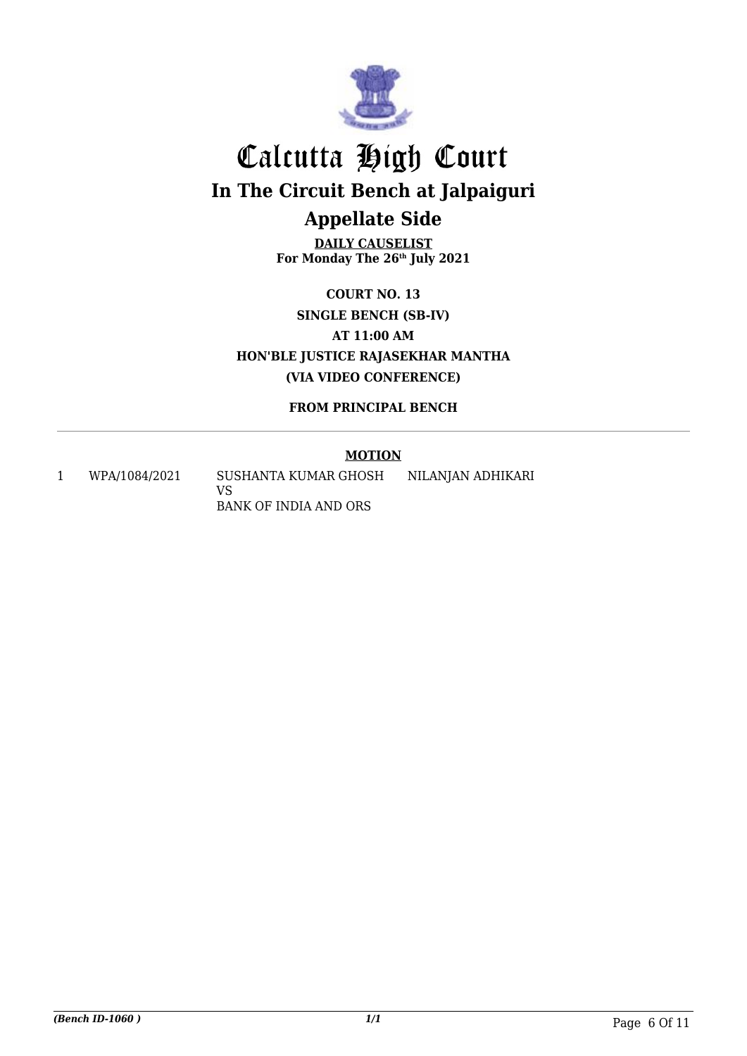# Calcutta High Court

## In The Circuit Bench at Jalpaiguri

## Appellate Side

**DAILY CAUSELIST**
**For Monday The 26th July 2021**

**COURT NO. 13**

**SINGLE BENCH (SB-IV)**

**AT 11:00 AM**

**HON'BLE JUSTICE RAJASEKHAR MANTHA**

**(VIA VIDEO CONFERENCE)**

**FROM PRINCIPAL BENCH**

**MOTION**

| | | | |
|---|---|---|---|
| 1 | WPA/1084/2021 | SUSHANTA KUMAR GHOSH<br>VS<br>BANK OF INDIA AND ORS | NILANJAN ADHIKARI |

*(Bench ID-1060 )*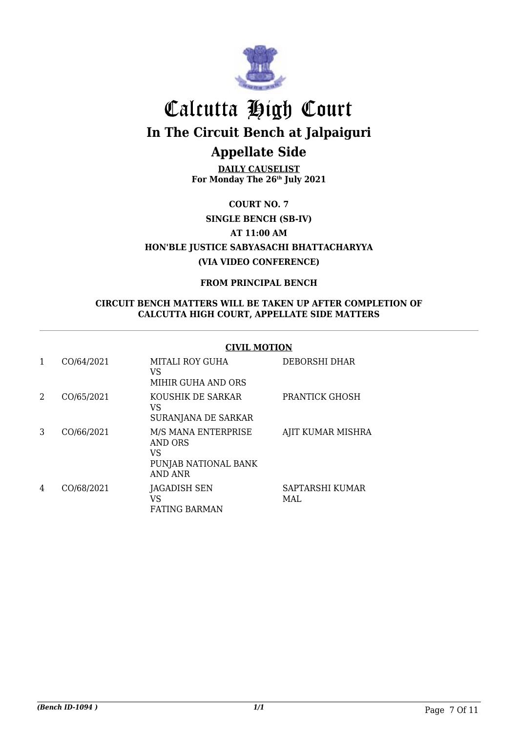# Calcutta High Court

## In The Circuit Bench at Jalpaiguri

## Appellate Side

**DAILY CAUSELIST**
**For Monday The 26th July 2021**

**COURT NO. 7**

**SINGLE BENCH (SB-IV)**

**AT 11:00 AM**

**HON'BLE JUSTICE SABYASACHI BHATTACHARYYA**

**(VIA VIDEO CONFERENCE)**

**FROM PRINCIPAL BENCH**

**CIRCUIT BENCH MATTERS WILL BE TAKEN UP AFTER COMPLETION OF CALCUTTA HIGH COURT, APPELLATE SIDE MATTERS**

**CIVIL MOTION**

| | | | |
|---|---|---|---|
| 1 | CO/64/2021 | MITALI ROY GUHA VS MIHIR GUHA AND ORS | DEBORSHI DHAR |
| 2 | CO/65/2021 | KOUSHIK DE SARKAR VS SURANJANA DE SARKAR | PRANTICK GHOSH |
| 3 | CO/66/2021 | M/S MANA ENTERPRISE AND ORS VS PUNJAB NATIONAL BANK AND ANR | AJIT KUMAR MISHRA |
| 4 | CO/68/2021 | JAGADISH SEN VS FATING BARMAN | SAPTARSHI KUMAR MAL |

*(Bench ID-1094 )*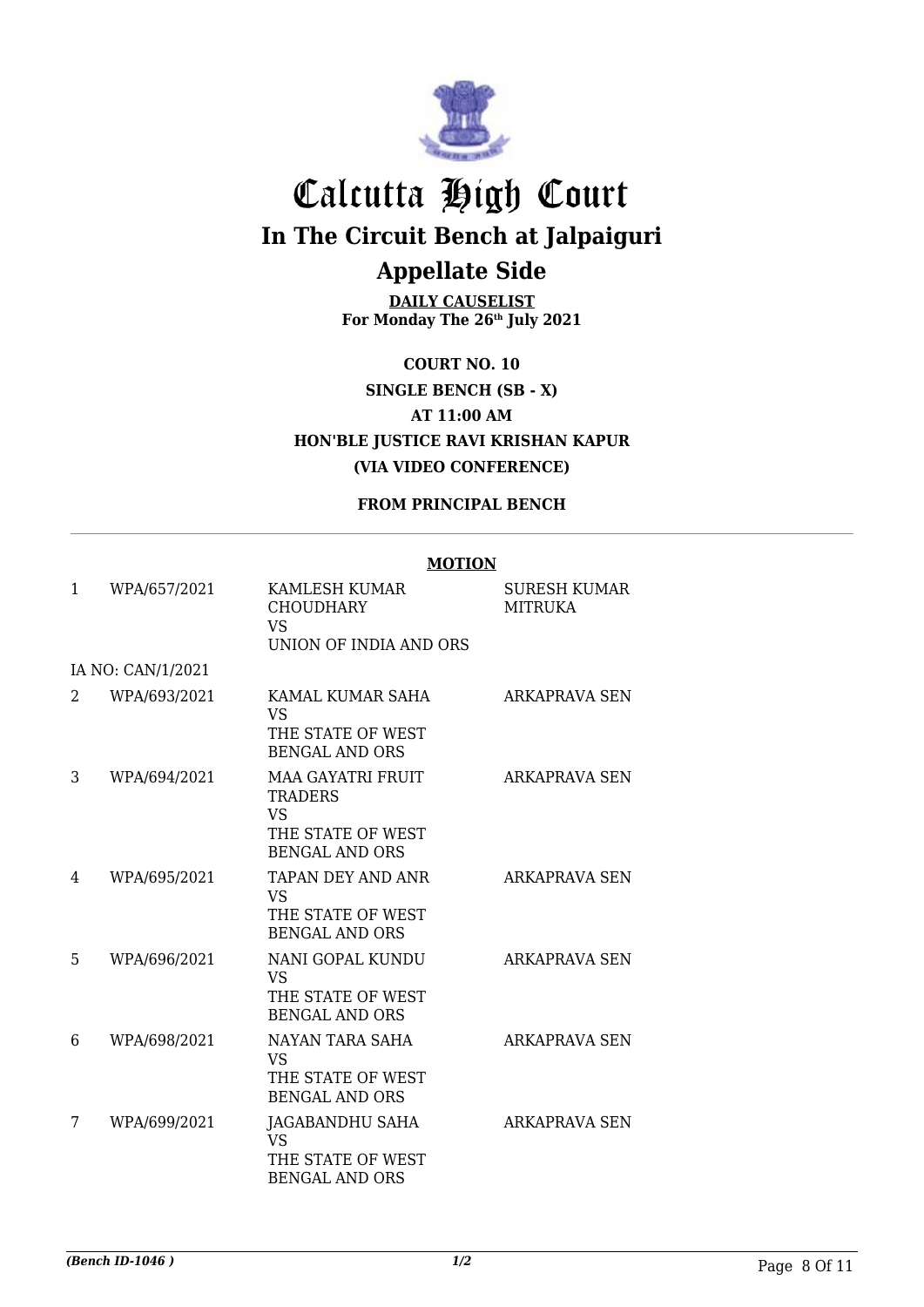# Calcutta High Court

## In The Circuit Bench at Jalpaiguri

## Appellate Side

**DAILY CAUSELIST**
**For Monday The 26th July 2021**

**COURT NO. 10**
**SINGLE BENCH (SB - X)**
**AT 11:00 AM**
**HON'BLE JUSTICE RAVI KRISHAN KAPUR**
**(VIA VIDEO CONFERENCE)**

**FROM PRINCIPAL BENCH**

**MOTION**

| | | | |
|---|---|---|---|
| 1 | WPA/657/2021 | KAMLESH KUMAR CHOUDHARY VS UNION OF INDIA AND ORS | SURESH KUMAR MITRUKA |
| | IA NO: CAN/1/2021 | | |
| 2 | WPA/693/2021 | KAMAL KUMAR SAHA VS THE STATE OF WEST BENGAL AND ORS | ARKAPRAVA SEN |
| 3 | WPA/694/2021 | MAA GAYATRI FRUIT TRADERS VS THE STATE OF WEST BENGAL AND ORS | ARKAPRAVA SEN |
| 4 | WPA/695/2021 | TAPAN DEY AND ANR VS THE STATE OF WEST BENGAL AND ORS | ARKAPRAVA SEN |
| 5 | WPA/696/2021 | NANI GOPAL KUNDU VS THE STATE OF WEST BENGAL AND ORS | ARKAPRAVA SEN |
| 6 | WPA/698/2021 | NAYAN TARA SAHA VS THE STATE OF WEST BENGAL AND ORS | ARKAPRAVA SEN |
| 7 | WPA/699/2021 | JAGABANDHU SAHA VS THE STATE OF WEST BENGAL AND ORS | ARKAPRAVA SEN |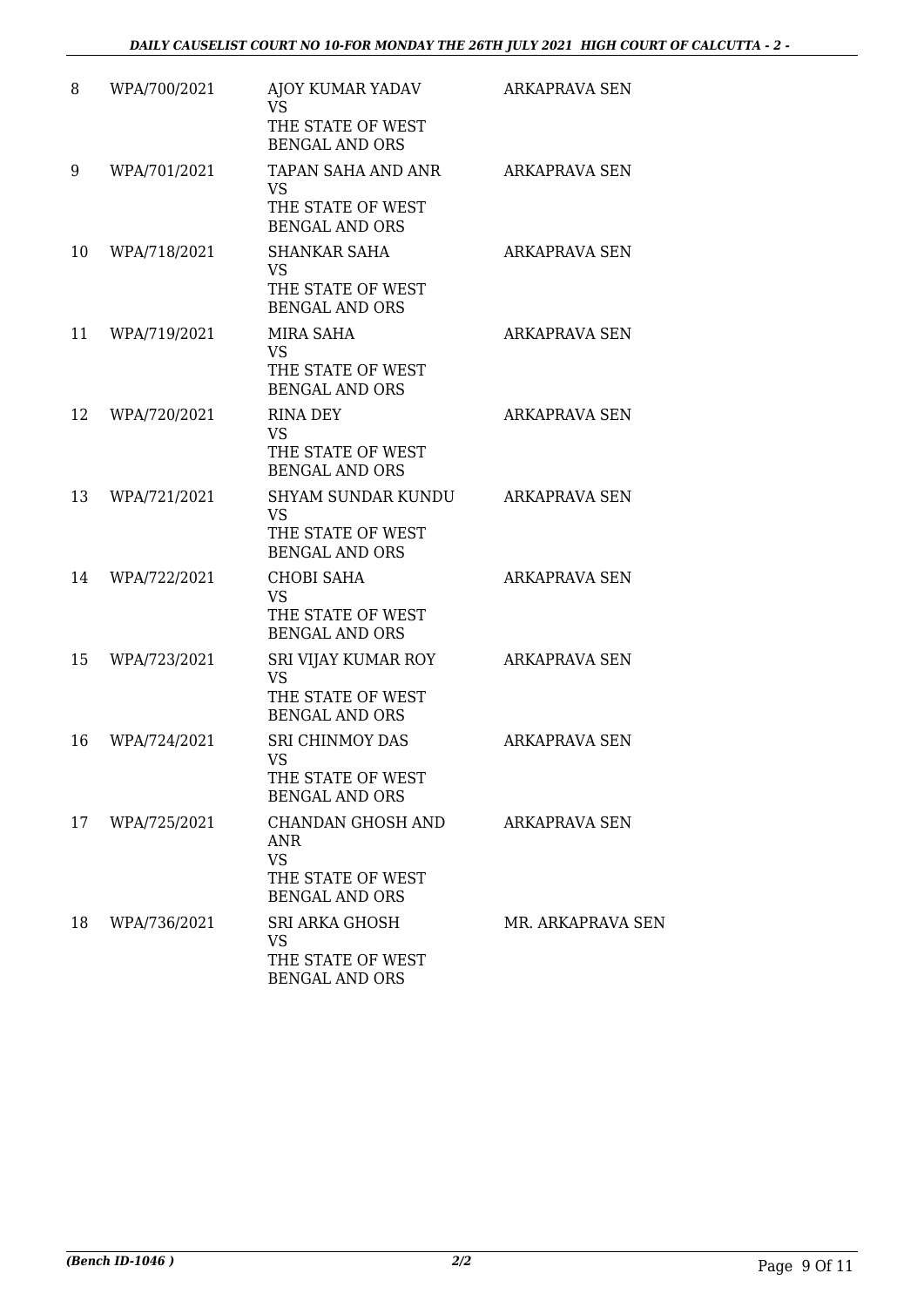| 8 | WPA/700/2021 | AJOY KUMAR YADAV<br>VS<br>THE STATE OF WEST BENGAL AND ORS | ARKAPRAVA SEN |
|---|---|---|---|
| 9 | WPA/701/2021 | TAPAN SAHA AND ANR<br>VS<br>THE STATE OF WEST BENGAL AND ORS | ARKAPRAVA SEN |
| 10 | WPA/718/2021 | SHANKAR SAHA<br>VS<br>THE STATE OF WEST BENGAL AND ORS | ARKAPRAVA SEN |
| 11 | WPA/719/2021 | MIRA SAHA<br>VS<br>THE STATE OF WEST BENGAL AND ORS | ARKAPRAVA SEN |
| 12 | WPA/720/2021 | RINA DEY<br>VS<br>THE STATE OF WEST BENGAL AND ORS | ARKAPRAVA SEN |
| 13 | WPA/721/2021 | SHYAM SUNDAR KUNDU<br>VS<br>THE STATE OF WEST BENGAL AND ORS | ARKAPRAVA SEN |
| 14 | WPA/722/2021 | CHOBI SAHA<br>VS<br>THE STATE OF WEST BENGAL AND ORS | ARKAPRAVA SEN |
| 15 | WPA/723/2021 | SRI VIJAY KUMAR ROY<br>VS<br>THE STATE OF WEST BENGAL AND ORS | ARKAPRAVA SEN |
| 16 | WPA/724/2021 | SRI CHINMOY DAS<br>VS<br>THE STATE OF WEST BENGAL AND ORS | ARKAPRAVA SEN |
| 17 | WPA/725/2021 | CHANDAN GHOSH AND ANR<br>VS<br>THE STATE OF WEST BENGAL AND ORS | ARKAPRAVA SEN |
| 18 | WPA/736/2021 | SRI ARKA GHOSH<br>VS<br>THE STATE OF WEST BENGAL AND ORS | MR. ARKAPRAVA SEN |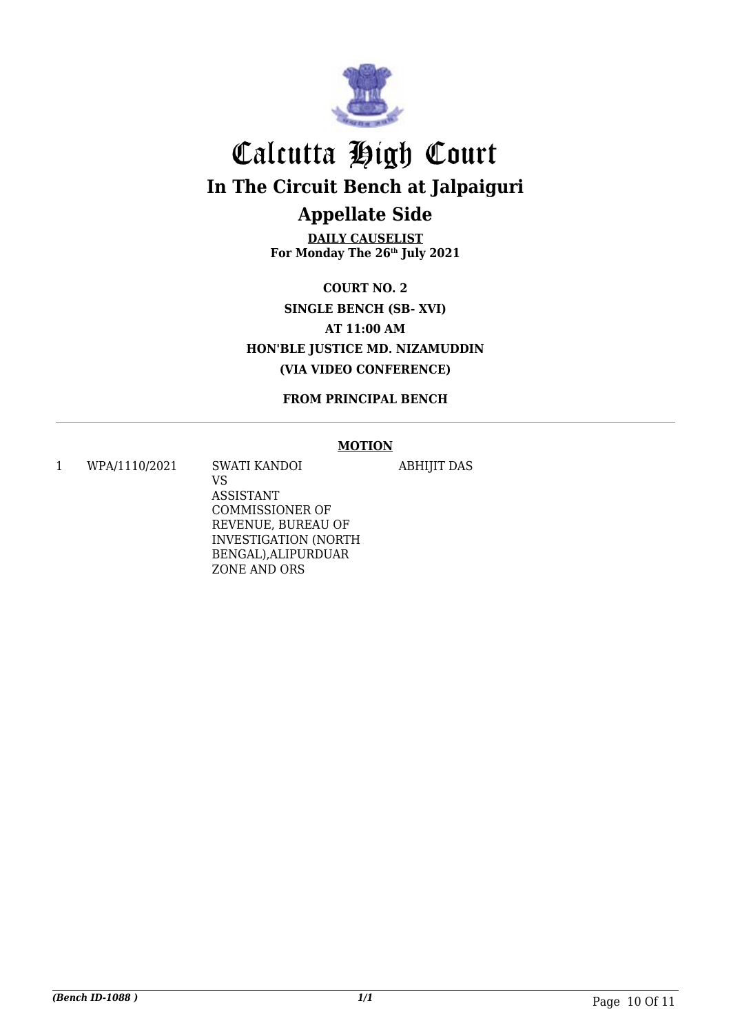# Calcutta High Court

## In The Circuit Bench at Jalpaiguri

## Appellate Side

**DAILY CAUSELIST**
**For Monday The 26th July 2021**

**COURT NO. 2**
**SINGLE BENCH (SB- XVI)**
**AT 11:00 AM**
**HON'BLE JUSTICE MD. NIZAMUDDIN**
**(VIA VIDEO CONFERENCE)**

**FROM PRINCIPAL BENCH**

**MOTION**

| | | | |
|---|---|---|---|
| 1 | WPA/1110/2021 | SWATI KANDOI VS ASSISTANT COMMISSIONER OF REVENUE, BUREAU OF INVESTIGATION (NORTH BENGAL),ALIPURDUAR ZONE AND ORS | ABHIJIT DAS |

*(Bench ID-1088 )* *1/1*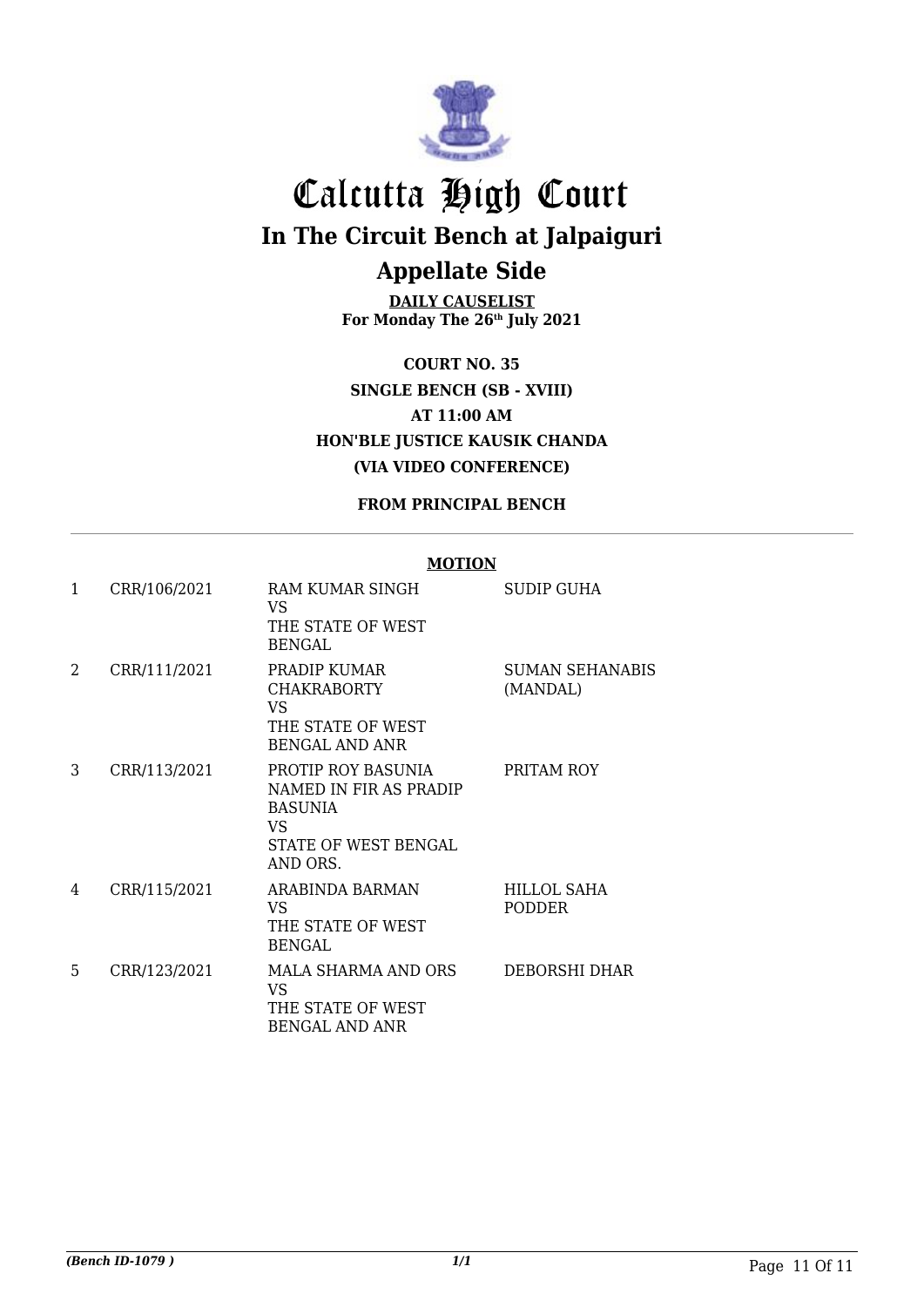# Calcutta High Court

## In The Circuit Bench at Jalpaiguri

## Appellate Side

**DAILY CAUSELIST**
**For Monday The 26th July 2021**

**COURT NO. 35**
**SINGLE BENCH (SB - XVIII)**
**AT 11:00 AM**
**HON'BLE JUSTICE KAUSIK CHANDA**
**(VIA VIDEO CONFERENCE)**

**FROM PRINCIPAL BENCH**

**MOTION**

| | | | |
|---|---|---|---|
| 1 | CRR/106/2021 | RAM KUMAR SINGH<br>VS<br>THE STATE OF WEST BENGAL | SUDIP GUHA |
| 2 | CRR/111/2021 | PRADIP KUMAR CHAKRABORTY<br>VS<br>THE STATE OF WEST BENGAL AND ANR | SUMAN SEHANABIS (MANDAL) |
| 3 | CRR/113/2021 | PROTIP ROY BASUNIA NAMED IN FIR AS PRADIP BASUNIA<br>VS<br>STATE OF WEST BENGAL AND ORS. | PRITAM ROY |
| 4 | CRR/115/2021 | ARABINDA BARMAN<br>VS<br>THE STATE OF WEST BENGAL | HILLOL SAHA PODDER |
| 5 | CRR/123/2021 | MALA SHARMA AND ORS<br>VS<br>THE STATE OF WEST BENGAL AND ANR | DEBORSHI DHAR |

*(Bench ID-1079 )* *1/1*